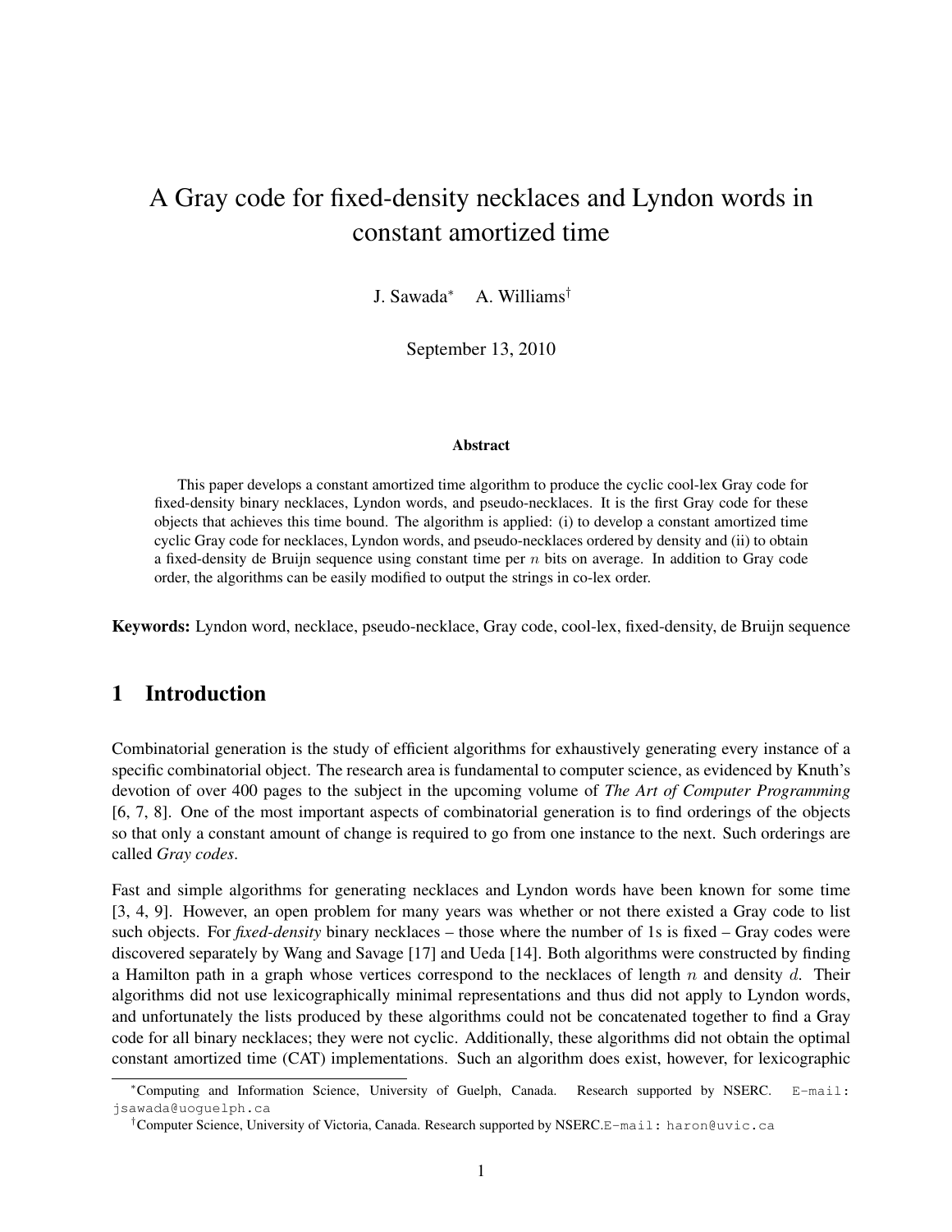# A Gray code for fixed-density necklaces and Lyndon words in constant amortized time

J. Sawada* A. Williams†

September 13, 2010

### Abstract

This paper develops a constant amortized time algorithm to produce the cyclic cool-lex Gray code for fixed-density binary necklaces, Lyndon words, and pseudo-necklaces. It is the first Gray code for these objects that achieves this time bound. The algorithm is applied: (i) to develop a constant amortized time cyclic Gray code for necklaces, Lyndon words, and pseudo-necklaces ordered by density and (ii) to obtain a fixed-density de Bruijn sequence using constant time per $n$ bits on average. In addition to Gray code order, the algorithms can be easily modified to output the strings in co-lex order.

**Keywords:** Lyndon word, necklace, pseudo-necklace, Gray code, cool-lex, fixed-density, de Bruijn sequence

## 1 Introduction

Combinatorial generation is the study of efficient algorithms for exhaustively generating every instance of a specific combinatorial object. The research area is fundamental to computer science, as evidenced by Knuth's devotion of over 400 pages to the subject in the upcoming volume of *The Art of Computer Programming* [6, 7, 8]. One of the most important aspects of combinatorial generation is to find orderings of the objects so that only a constant amount of change is required to go from one instance to the next. Such orderings are called *Gray codes*.

Fast and simple algorithms for generating necklaces and Lyndon words have been known for some time [3, 4, 9]. However, an open problem for many years was whether or not there existed a Gray code to list such objects. For *fixed-density* binary necklaces – those where the number of 1s is fixed – Gray codes were discovered separately by Wang and Savage [17] and Ueda [14]. Both algorithms were constructed by finding a Hamilton path in a graph whose vertices correspond to the necklaces of length $n$ and density $d$. Their algorithms did not use lexicographically minimal representations and thus did not apply to Lyndon words, and unfortunately the lists produced by these algorithms could not be concatenated together to find a Gray code for all binary necklaces; they were not cyclic. Additionally, these algorithms did not obtain the optimal constant amortized time (CAT) implementations. Such an algorithm does exist, however, for lexicographic

*Computing and Information Science, University of Guelph, Canada. Research supported by NSERC. E-mail: jsawada@uoguelph.ca

†Computer Science, University of Victoria, Canada. Research supported by NSERC. E-mail: haron@uvic.ca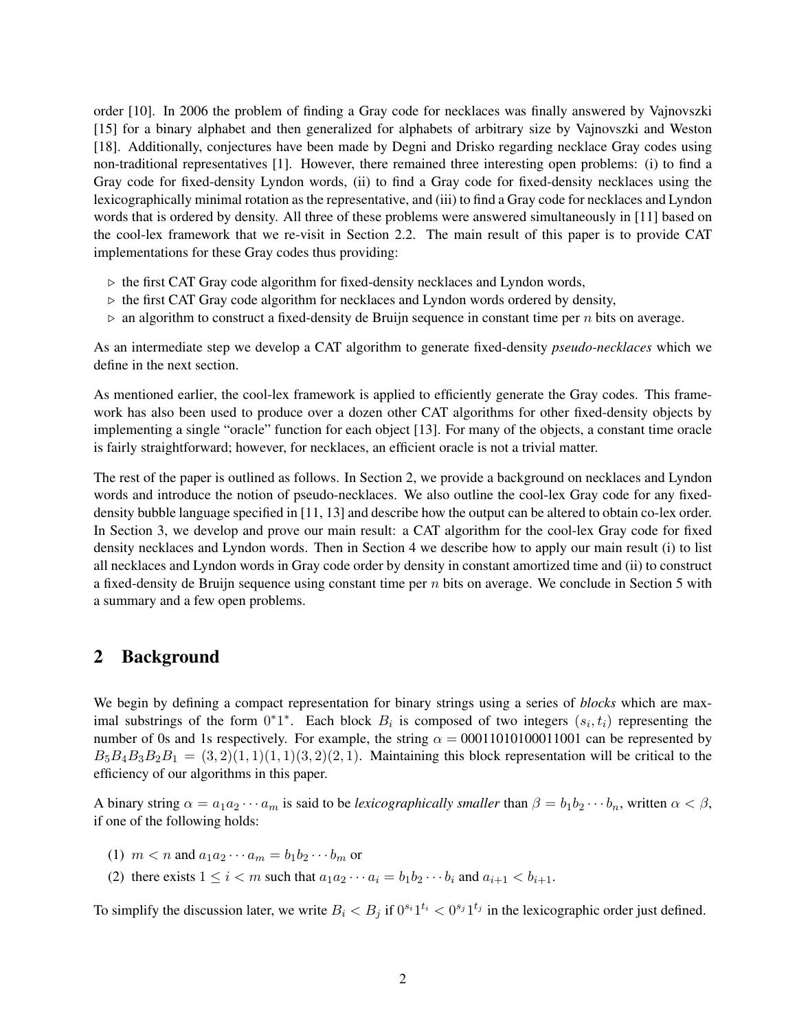order [10]. In 2006 the problem of finding a Gray code for necklaces was finally answered by Vajnovszki [15] for a binary alphabet and then generalized for alphabets of arbitrary size by Vajnovszki and Weston [18]. Additionally, conjectures have been made by Degni and Drisko regarding necklace Gray codes using non-traditional representatives [1]. However, there remained three interesting open problems: (i) to find a Gray code for fixed-density Lyndon words, (ii) to find a Gray code for fixed-density necklaces using the lexicographically minimal rotation as the representative, and (iii) to find a Gray code for necklaces and Lyndon words that is ordered by density. All three of these problems were answered simultaneously in [11] based on the cool-lex framework that we re-visit in Section 2.2. The main result of this paper is to provide CAT implementations for these Gray codes thus providing:

- ▷ the first CAT Gray code algorithm for fixed-density necklaces and Lyndon words,
- ▷ the first CAT Gray code algorithm for necklaces and Lyndon words ordered by density,
- ▷ an algorithm to construct a fixed-density de Bruijn sequence in constant time per $n$ bits on average.

As an intermediate step we develop a CAT algorithm to generate fixed-density *pseudo-necklaces* which we define in the next section.

As mentioned earlier, the cool-lex framework is applied to efficiently generate the Gray codes. This framework has also been used to produce over a dozen other CAT algorithms for other fixed-density objects by implementing a single "oracle" function for each object [13]. For many of the objects, a constant time oracle is fairly straightforward; however, for necklaces, an efficient oracle is not a trivial matter.

The rest of the paper is outlined as follows. In Section 2, we provide a background on necklaces and Lyndon words and introduce the notion of pseudo-necklaces. We also outline the cool-lex Gray code for any fixed-density bubble language specified in [11, 13] and describe how the output can be altered to obtain co-lex order. In Section 3, we develop and prove our main result: a CAT algorithm for the cool-lex Gray code for fixed density necklaces and Lyndon words. Then in Section 4 we describe how to apply our main result (i) to list all necklaces and Lyndon words in Gray code order by density in constant amortized time and (ii) to construct a fixed-density de Bruijn sequence using constant time per $n$ bits on average. We conclude in Section 5 with a summary and a few open problems.

## 2 Background

We begin by defining a compact representation for binary strings using a series of *blocks* which are maximal substrings of the form $0^*1^*$. Each block $B_i$ is composed of two integers $(s_i, t_i)$ representing the number of 0s and 1s respectively. For example, the string $\alpha = 00011010100011001$ can be represented by $B_5B_4B_3B_2B_1 = (3,2)(1,1)(1,1)(3,2)(2,1)$. Maintaining this block representation will be critical to the efficiency of our algorithms in this paper.

A binary string $\alpha = a_1a_2\cdots a_m$ is said to be *lexicographically smaller* than $\beta = b_1b_2\cdots b_n$, written $\alpha < \beta$, if one of the following holds:

(1) $m < n$ and $a_1a_2\cdots a_m = b_1b_2\cdots b_m$ or

(2) there exists $1 \leq i < m$ such that $a_1a_2\cdots a_i = b_1b_2\cdots b_i$ and $a_{i+1} < b_{i+1}$.

To simplify the discussion later, we write $B_i < B_j$ if $0^{s_i}1^{t_i} < 0^{s_j}1^{t_j}$ in the lexicographic order just defined.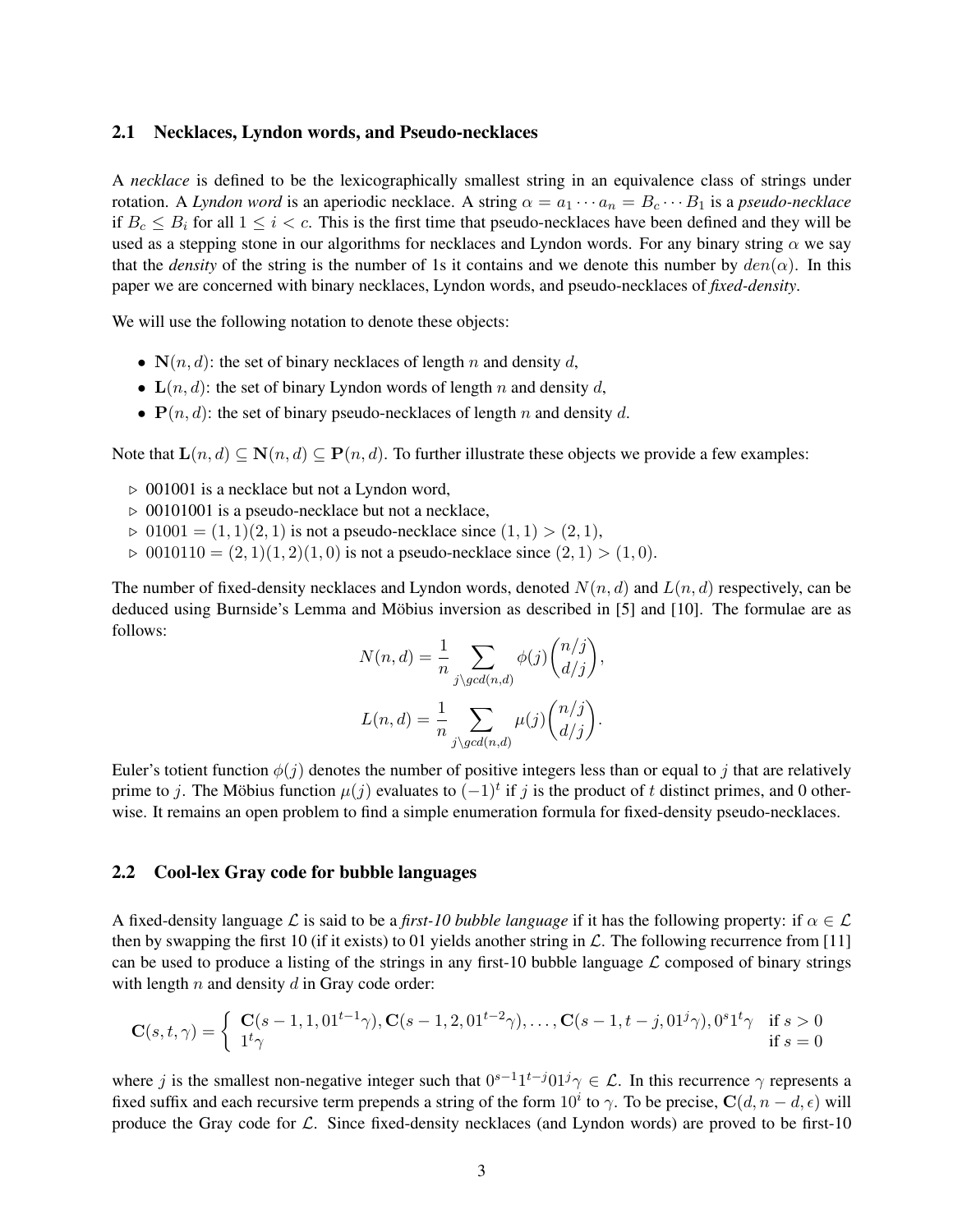### 2.1 Necklaces, Lyndon words, and Pseudo-necklaces

A *necklace* is defined to be the lexicographically smallest string in an equivalence class of strings under rotation. A *Lyndon word* is an aperiodic necklace. A string $\alpha = a_1 \cdots a_n = B_c \cdots B_1$ is a *pseudo-necklace* if $B_c \leq B_i$ for all $1 \leq i < c$. This is the first time that pseudo-necklaces have been defined and they will be used as a stepping stone in our algorithms for necklaces and Lyndon words. For any binary string $\alpha$ we say that the *density* of the string is the number of 1s it contains and we denote this number by $den(\alpha)$. In this paper we are concerned with binary necklaces, Lyndon words, and pseudo-necklaces of *fixed-density*.

We will use the following notation to denote these objects:

- $\mathbf{N}(n, d)$: the set of binary necklaces of length $n$ and density $d$,
- $\mathbf{L}(n, d)$: the set of binary Lyndon words of length $n$ and density $d$,
- $\mathbf{P}(n, d)$: the set of binary pseudo-necklaces of length $n$ and density $d$.

Note that $\mathbf{L}(n, d) \subseteq \mathbf{N}(n, d) \subseteq \mathbf{P}(n, d)$. To further illustrate these objects we provide a few examples:

- ▷ 001001 is a necklace but not a Lyndon word,
- ▷ 00101001 is a pseudo-necklace but not a necklace,
- ▷ $01001 = (1, 1)(2, 1)$ is not a pseudo-necklace since $(1, 1) > (2, 1)$,
- ▷ $0010110 = (2, 1)(1, 2)(1, 0)$ is not a pseudo-necklace since $(2, 1) > (1, 0)$.

The number of fixed-density necklaces and Lyndon words, denoted $N(n, d)$ and $L(n, d)$ respectively, can be deduced using Burnside's Lemma and Möbius inversion as described in [5] and [10]. The formulae are as follows:

$$N(n, d) = \frac{1}{n} \sum_{j \backslash gcd(n,d)} \phi(j) \binom{n/j}{d/j},$$

$$L(n, d) = \frac{1}{n} \sum_{j \backslash gcd(n,d)} \mu(j) \binom{n/j}{d/j}.$$

Euler's totient function $\phi(j)$ denotes the number of positive integers less than or equal to $j$ that are relatively prime to $j$. The Möbius function $\mu(j)$ evaluates to $(-1)^t$ if $j$ is the product of $t$ distinct primes, and 0 otherwise. It remains an open problem to find a simple enumeration formula for fixed-density pseudo-necklaces.

### 2.2 Cool-lex Gray code for bubble languages

A fixed-density language $\mathcal{L}$ is said to be a *first-10 bubble language* if it has the following property: if $\alpha \in \mathcal{L}$ then by swapping the first 10 (if it exists) to 01 yields another string in $\mathcal{L}$. The following recurrence from [11] can be used to produce a listing of the strings in any first-10 bubble language $\mathcal{L}$ composed of binary strings with length $n$ and density $d$ in Gray code order:

$$\mathbf{C}(s, t, \gamma) = \begin{cases} \mathbf{C}(s-1, 1, 01^{t-1}\gamma), \mathbf{C}(s-1, 2, 01^{t-2}\gamma), \ldots, \mathbf{C}(s-1, t-j, 01^{j}\gamma), 0^s 1^t \gamma & \text{if } s > 0 \\ 1^t \gamma & \text{if } s = 0 \end{cases}$$

where $j$ is the smallest non-negative integer such that $0^{s-1}1^{t-j}01^j\gamma \in \mathcal{L}$. In this recurrence $\gamma$ represents a fixed suffix and each recursive term prepends a string of the form $10^i$ to $\gamma$. To be precise, $\mathbf{C}(d, n-d, \epsilon)$ will produce the Gray code for $\mathcal{L}$. Since fixed-density necklaces (and Lyndon words) are proved to be first-10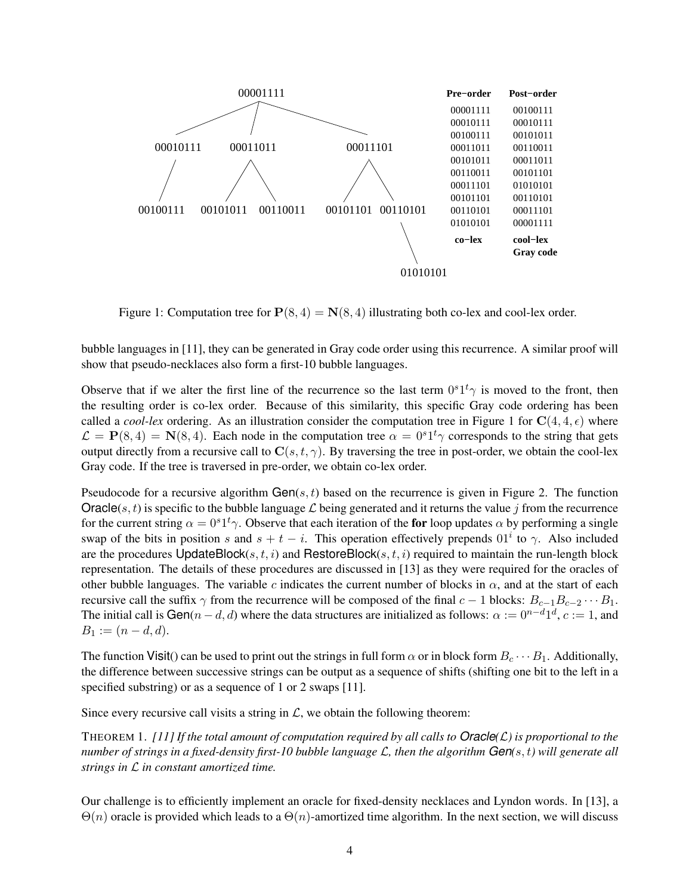| Pre-order | Post-order |
|---|---|
| 00001111 | 00100111 |
| 00010111 | 00010111 |
| 00100111 | 00101011 |
| 00011011 | 00110011 |
| 00101011 | 00011011 |
| 00110011 | 00101101 |
| 00011101 | 01010101 |
| 00101101 | 00110101 |
| 00110101 | 00011101 |
| 01010101 | 00001111 |
| co-lex | cool-lex Gray code |

Figure 1: Computation tree for $\mathbf{P}(8,4) = \mathbf{N}(8,4)$ illustrating both co-lex and cool-lex order.

bubble languages in [11], they can be generated in Gray code order using this recurrence. A similar proof will show that pseudo-necklaces also form a first-10 bubble languages.

Observe that if we alter the first line of the recurrence so the last term $0^s1^t\gamma$ is moved to the front, then the resulting order is co-lex order. Because of this similarity, this specific Gray code ordering has been called a *cool-lex* ordering. As an illustration consider the computation tree in Figure 1 for $\mathbf{C}(4,4,\epsilon)$ where $\mathcal{L} = \mathbf{P}(8,4) = \mathbf{N}(8,4)$. Each node in the computation tree $\alpha = 0^s1^t\gamma$ corresponds to the string that gets output directly from a recursive call to $\mathbf{C}(s,t,\gamma)$. By traversing the tree in post-order, we obtain the cool-lex Gray code. If the tree is traversed in pre-order, we obtain co-lex order.

Pseudocode for a recursive algorithm $\mathsf{Gen}(s,t)$ based on the recurrence is given in Figure 2. The function $\mathsf{Oracle}(s,t)$ is specific to the bubble language $\mathcal{L}$ being generated and it returns the value $j$ from the recurrence for the current string $\alpha = 0^s1^t\gamma$. Observe that each iteration of the **for** loop updates $\alpha$ by performing a single swap of the bits in position $s$ and $s+t-i$. This operation effectively prepends $01^i$ to $\gamma$. Also included are the procedures $\mathsf{UpdateBlock}(s,t,i)$ and $\mathsf{RestoreBlock}(s,t,i)$ required to maintain the run-length block representation. The details of these procedures are discussed in [13] as they were required for the oracles of other bubble languages. The variable $c$ indicates the current number of blocks in $\alpha$, and at the start of each recursive call the suffix $\gamma$ from the recurrence will be composed of the final $c-1$ blocks: $B_{c-1}B_{c-2}\cdots B_1$. The initial call is $\mathsf{Gen}(n-d,d)$ where the data structures are initialized as follows: $\alpha := 0^{n-d}1^d$, $c := 1$, and $B_1 := (n-d,d)$.

The function $\mathsf{Visit}()$ can be used to print out the strings in full form $\alpha$ or in block form $B_c\cdots B_1$. Additionally, the difference between successive strings can be output as a sequence of shifts (shifting one bit to the left in a specified substring) or as a sequence of 1 or 2 swaps [11].

Since every recursive call visits a string in $\mathcal{L}$, we obtain the following theorem:

THEOREM 1. *[11] If the total amount of computation required by all calls to $\mathsf{Oracle}(\mathcal{L})$ is proportional to the number of strings in a fixed-density first-10 bubble language $\mathcal{L}$, then the algorithm $\mathsf{Gen}(s,t)$ will generate all strings in $\mathcal{L}$ in constant amortized time.*

Our challenge is to efficiently implement an oracle for fixed-density necklaces and Lyndon words. In [13], a $\Theta(n)$ oracle is provided which leads to a $\Theta(n)$-amortized time algorithm. In the next section, we will discuss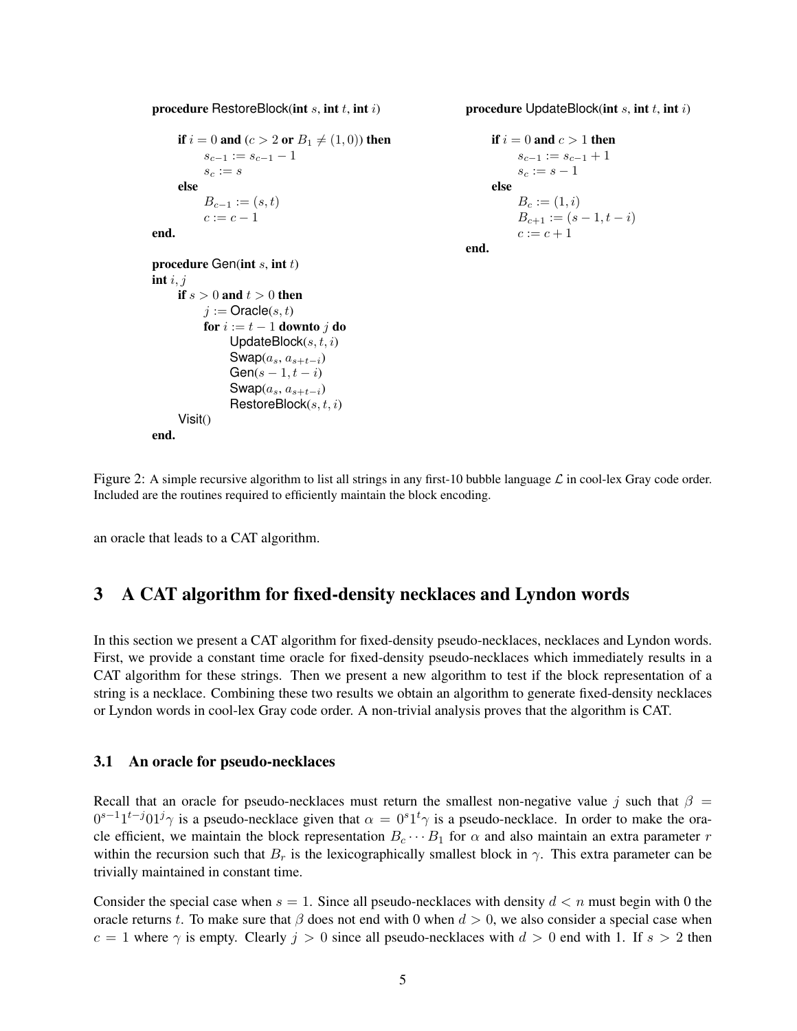```
procedure RestoreBlock(int s, int t, int i)

    if i = 0 and (c > 2 or B_1 ≠ (1,0)) then
        s_{c-1} := s_{c-1} - 1
        s_c := s
    else
        B_{c-1} := (s, t)
        c := c - 1
end.

procedure Gen(int s, int t)
int i, j
    if s > 0 and t > 0 then
        j := Oracle(s, t)
        for i := t - 1 downto j do
            UpdateBlock(s, t, i)
            Swap(a_s, a_{s+t-i})
            Gen(s - 1, t - i)
            Swap(a_s, a_{s+t-i})
            RestoreBlock(s, t, i)
    Visit()
end.
```

```
procedure UpdateBlock(int s, int t, int i)

    if i = 0 and c > 1 then
        s_{c-1} := s_{c-1} + 1
        s_c := s - 1
    else
        B_c := (1, i)
        B_{c+1} := (s - 1, t - i)
        c := c + 1
end.
```

Figure 2: A simple recursive algorithm to list all strings in any first-10 bubble language $\mathcal{L}$ in cool-lex Gray code order. Included are the routines required to efficiently maintain the block encoding.

an oracle that leads to a CAT algorithm.

## 3 A CAT algorithm for fixed-density necklaces and Lyndon words

In this section we present a CAT algorithm for fixed-density pseudo-necklaces, necklaces and Lyndon words. First, we provide a constant time oracle for fixed-density pseudo-necklaces which immediately results in a CAT algorithm for these strings. Then we present a new algorithm to test if the block representation of a string is a necklace. Combining these two results we obtain an algorithm to generate fixed-density necklaces or Lyndon words in cool-lex Gray code order. A non-trivial analysis proves that the algorithm is CAT.

### 3.1 An oracle for pseudo-necklaces

Recall that an oracle for pseudo-necklaces must return the smallest non-negative value $j$ such that $\beta = 0^{s-1}1^{t-j}01^j\gamma$ is a pseudo-necklace given that $\alpha = 0^s1^t\gamma$ is a pseudo-necklace. In order to make the oracle efficient, we maintain the block representation $B_c \cdots B_1$ for $\alpha$ and also maintain an extra parameter $r$ within the recursion such that $B_r$ is the lexicographically smallest block in $\gamma$. This extra parameter can be trivially maintained in constant time.

Consider the special case when $s = 1$. Since all pseudo-necklaces with density $d < n$ must begin with 0 the oracle returns $t$. To make sure that $\beta$ does not end with 0 when $d > 0$, we also consider a special case when $c = 1$ where $\gamma$ is empty. Clearly $j > 0$ since all pseudo-necklaces with $d > 0$ end with 1. If $s > 2$ then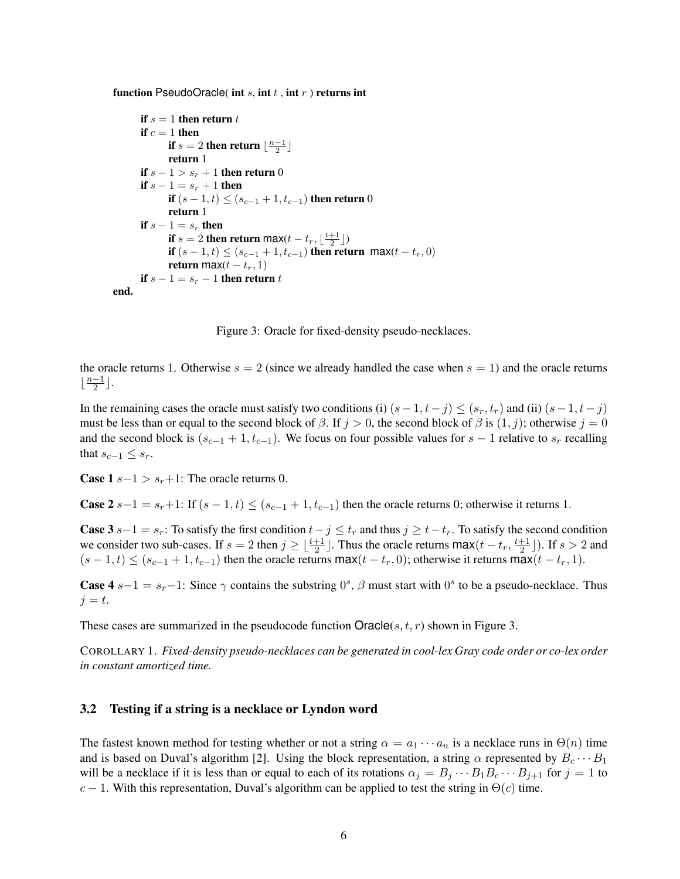```
function PseudoOracle( int s, int t , int r ) returns int

        if s = 1 then return t
        if c = 1 then
                if s = 2 then return ⌊(n−1)/2⌋
                return 1
        if s − 1 > s_r + 1 then return 0
        if s − 1 = s_r + 1 then
                if (s − 1, t) ≤ (s_{c−1} + 1, t_{c−1}) then return 0
                return 1
        if s − 1 = s_r then
                if s = 2 then return max(t − t_r, ⌊(t+1)/2⌋)
                if (s − 1, t) ≤ (s_{c−1} + 1, t_{c−1}) then return  max(t − t_r, 0)
                return max(t − t_r, 1)
        if s − 1 = s_r − 1 then return t
end.
```

Figure 3: Oracle for fixed-density pseudo-necklaces.

the oracle returns 1. Otherwise $s = 2$ (since we already handled the case when $s = 1$) and the oracle returns $\lfloor \frac{n-1}{2} \rfloor$.

In the remaining cases the oracle must satisfy two conditions (i) $(s-1, t-j) \leq (s_r, t_r)$ and (ii) $(s-1, t-j)$ must be less than or equal to the second block of $\beta$. If $j > 0$, the second block of $\beta$ is $(1, j)$; otherwise $j = 0$ and the second block is $(s_{c-1}+1, t_{c-1})$. We focus on four possible values for $s-1$ relative to $s_r$ recalling that $s_{c-1} \leq s_r$.

**Case 1** $s-1 > s_r+1$: The oracle returns 0.

**Case 2** $s-1 = s_r+1$: If $(s-1, t) \leq (s_{c-1}+1, t_{c-1})$ then the oracle returns 0; otherwise it returns 1.

**Case 3** $s-1 = s_r$: To satisfy the first condition $t-j \leq t_r$ and thus $j \geq t-t_r$. To satisfy the second condition we consider two sub-cases. If $s = 2$ then $j \geq \lfloor \frac{t+1}{2} \rfloor$. Thus the oracle returns $\max(t-t_r, \frac{t+1}{2} \rfloor)$. If $s > 2$ and $(s-1, t) \leq (s_{c-1}+1, t_{c-1})$ then the oracle returns $\max(t-t_r, 0)$; otherwise it returns $\max(t-t_r, 1)$.

**Case 4** $s-1 = s_r-1$: Since $\gamma$ contains the substring $0^s$, $\beta$ must start with $0^s$ to be a pseudo-necklace. Thus $j = t$.

These cases are summarized in the pseudocode function Oracle$(s, t, r)$ shown in Figure 3.

COROLLARY 1. *Fixed-density pseudo-necklaces can be generated in cool-lex Gray code order or co-lex order in constant amortized time.*

### 3.2 Testing if a string is a necklace or Lyndon word

The fastest known method for testing whether or not a string $\alpha = a_1 \cdots a_n$ is a necklace runs in $\Theta(n)$ time and is based on Duval's algorithm [2]. Using the block representation, a string $\alpha$ represented by $B_c \cdots B_1$ will be a necklace if it is less than or equal to each of its rotations $\alpha_j = B_j \cdots B_1 B_c \cdots B_{j+1}$ for $j = 1$ to $c-1$. With this representation, Duval's algorithm can be applied to test the string in $\Theta(c)$ time.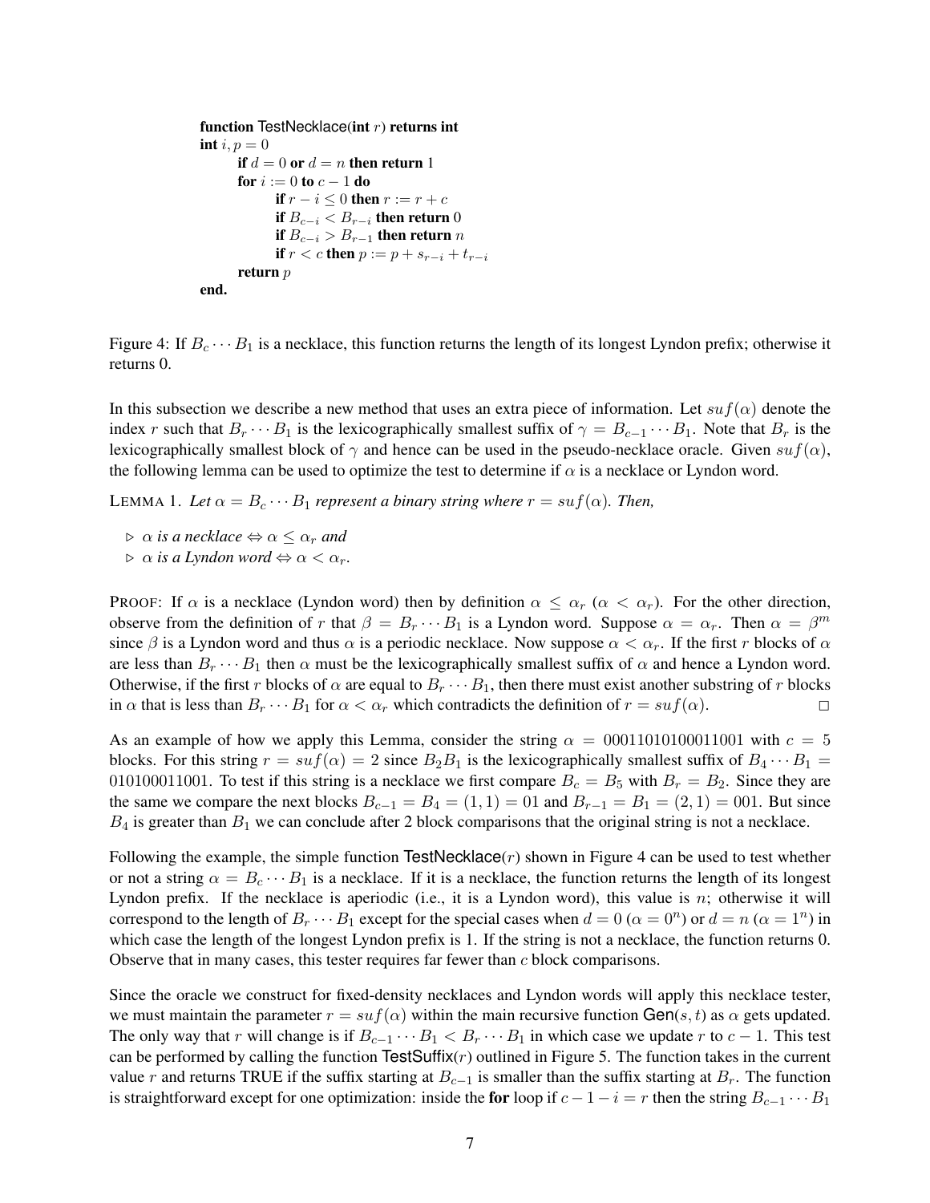```
function TestNecklace(int r) returns int
int i, p = 0
    if d = 0 or d = n then return 1
    for i := 0 to c − 1 do
        if r − i ≤ 0 then r := r + c
        if B_{c−i} < B_{r−i} then return 0
        if B_{c−i} > B_{r−1} then return n
        if r < c then p := p + s_{r−i} + t_{r−i}
    return p
end.
```

Figure 4: If $B_c \cdots B_1$ is a necklace, this function returns the length of its longest Lyndon prefix; otherwise it returns 0.

In this subsection we describe a new method that uses an extra piece of information. Let $suf(\alpha)$ denote the index $r$ such that $B_r \cdots B_1$ is the lexicographically smallest suffix of $\gamma = B_{c-1} \cdots B_1$. Note that $B_r$ is the lexicographically smallest block of $\gamma$ and hence can be used in the pseudo-necklace oracle. Given $suf(\alpha)$, the following lemma can be used to optimize the test to determine if $\alpha$ is a necklace or Lyndon word.

LEMMA 1. *Let $\alpha = B_c \cdots B_1$ represent a binary string where $r = suf(\alpha)$. Then,*

- ▷ *$\alpha$ is a necklace $\Leftrightarrow \alpha \leq \alpha_r$ and*
- ▷ *$\alpha$ is a Lyndon word $\Leftrightarrow \alpha < \alpha_r$.*

PROOF: If $\alpha$ is a necklace (Lyndon word) then by definition $\alpha \leq \alpha_r$ ($\alpha < \alpha_r$). For the other direction, observe from the definition of $r$ that $\beta = B_r \cdots B_1$ is a Lyndon word. Suppose $\alpha = \alpha_r$. Then $\alpha = \beta^m$ since $\beta$ is a Lyndon word and thus $\alpha$ is a periodic necklace. Now suppose $\alpha < \alpha_r$. If the first $r$ blocks of $\alpha$ are less than $B_r \cdots B_1$ then $\alpha$ must be the lexicographically smallest suffix of $\alpha$ and hence a Lyndon word. Otherwise, if the first $r$ blocks of $\alpha$ are equal to $B_r \cdots B_1$, then there must exist another substring of $r$ blocks in $\alpha$ that is less than $B_r \cdots B_1$ for $\alpha < \alpha_r$ which contradicts the definition of $r = suf(\alpha)$. □

As an example of how we apply this Lemma, consider the string $\alpha = 00011010100011001$ with $c = 5$ blocks. For this string $r = suf(\alpha) = 2$ since $B_2B_1$ is the lexicographically smallest suffix of $B_4 \cdots B_1 = 010100011001$. To test if this string is a necklace we first compare $B_c = B_5$ with $B_r = B_2$. Since they are the same we compare the next blocks $B_{c-1} = B_4 = (1,1) = 01$ and $B_{r-1} = B_1 = (2,1) = 001$. But since $B_4$ is greater than $B_1$ we can conclude after 2 block comparisons that the original string is not a necklace.

Following the example, the simple function TestNecklace($r$) shown in Figure 4 can be used to test whether or not a string $\alpha = B_c \cdots B_1$ is a necklace. If it is a necklace, the function returns the length of its longest Lyndon prefix. If the necklace is aperiodic (i.e., it is a Lyndon word), this value is $n$; otherwise it will correspond to the length of $B_r \cdots B_1$ except for the special cases when $d = 0$ ($\alpha = 0^n$) or $d = n$ ($\alpha = 1^n$) in which case the length of the longest Lyndon prefix is 1. If the string is not a necklace, the function returns 0. Observe that in many cases, this tester requires far fewer than $c$ block comparisons.

Since the oracle we construct for fixed-density necklaces and Lyndon words will apply this necklace tester, we must maintain the parameter $r = suf(\alpha)$ within the main recursive function Gen($s, t$) as $\alpha$ gets updated. The only way that $r$ will change is if $B_{c-1} \cdots B_1 < B_r \cdots B_1$ in which case we update $r$ to $c - 1$. This test can be performed by calling the function TestSuffix($r$) outlined in Figure 5. The function takes in the current value $r$ and returns TRUE if the suffix starting at $B_{c-1}$ is smaller than the suffix starting at $B_r$. The function is straightforward except for one optimization: inside the **for** loop if $c - 1 - i = r$ then the string $B_{c-1} \cdots B_1$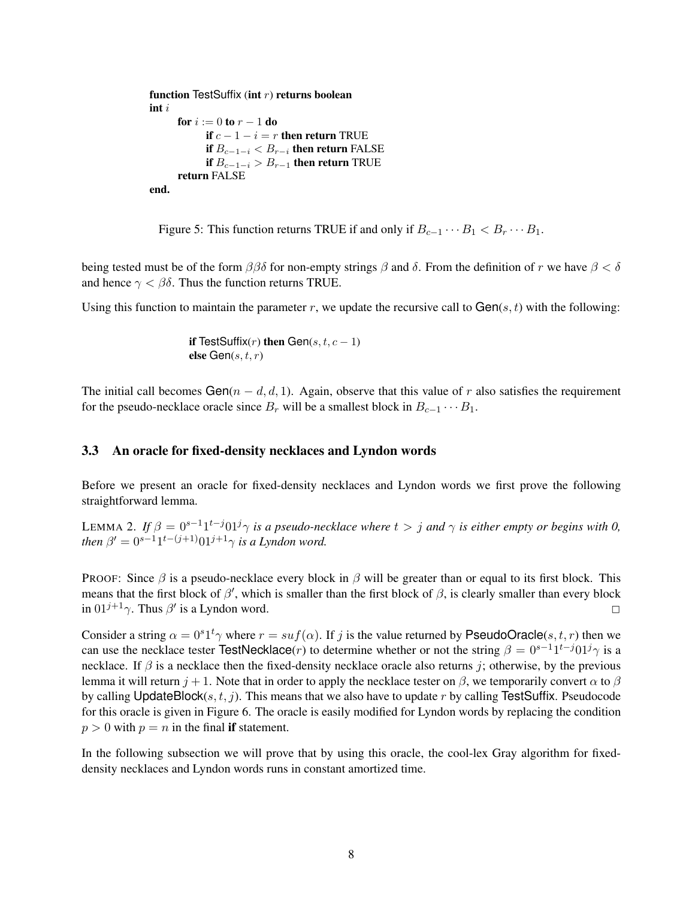```
function TestSuffix (int r) returns boolean
int i
    for i := 0 to r − 1 do
        if c − 1 − i = r then return TRUE
        if B_{c−1−i} < B_{r−i} then return FALSE
        if B_{c−1−i} > B_{r−1} then return TRUE
    return FALSE
end.
```

Figure 5: This function returns TRUE if and only if $B_{c-1} \cdots B_1 < B_r \cdots B_1$.

being tested must be of the form $\beta\beta\delta$ for non-empty strings $\beta$ and $\delta$. From the definition of $r$ we have $\beta < \delta$ and hence $\gamma < \beta\delta$. Thus the function returns TRUE.

Using this function to maintain the parameter $r$, we update the recursive call to $\mathsf{Gen}(s, t)$ with the following:

```
if TestSuffix(r) then Gen(s, t, c − 1)
else Gen(s, t, r)
```

The initial call becomes $\mathsf{Gen}(n - d, d, 1)$. Again, observe that this value of $r$ also satisfies the requirement for the pseudo-necklace oracle since $B_r$ will be a smallest block in $B_{c-1} \cdots B_1$.

### 3.3 An oracle for fixed-density necklaces and Lyndon words

Before we present an oracle for fixed-density necklaces and Lyndon words we first prove the following straightforward lemma.

LEMMA 2. *If $\beta = 0^{s-1}1^{t-j}01^j\gamma$ is a pseudo-necklace where $t > j$ and $\gamma$ is either empty or begins with 0, then $\beta' = 0^{s-1}1^{t-(j+1)}01^{j+1}\gamma$ is a Lyndon word.*

PROOF: Since $\beta$ is a pseudo-necklace every block in $\beta$ will be greater than or equal to its first block. This means that the first block of $\beta'$, which is smaller than the first block of $\beta$, is clearly smaller than every block in $01^{j+1}\gamma$. Thus $\beta'$ is a Lyndon word. □

Consider a string $\alpha = 0^s1^t\gamma$ where $r = suf(\alpha)$. If $j$ is the value returned by $\mathsf{PseudoOracle}(s, t, r)$ then we can use the necklace tester $\mathsf{TestNecklace}(r)$ to determine whether or not the string $\beta = 0^{s-1}1^{t-j}01^j\gamma$ is a necklace. If $\beta$ is a necklace then the fixed-density necklace oracle also returns $j$; otherwise, by the previous lemma it will return $j+1$. Note that in order to apply the necklace tester on $\beta$, we temporarily convert $\alpha$ to $\beta$ by calling $\mathsf{UpdateBlock}(s, t, j)$. This means that we also have to update $r$ by calling $\mathsf{TestSuffix}$. Pseudocode for this oracle is given in Figure 6. The oracle is easily modified for Lyndon words by replacing the condition $p > 0$ with $p = n$ in the final **if** statement.

In the following subsection we will prove that by using this oracle, the cool-lex Gray algorithm for fixed-density necklaces and Lyndon words runs in constant amortized time.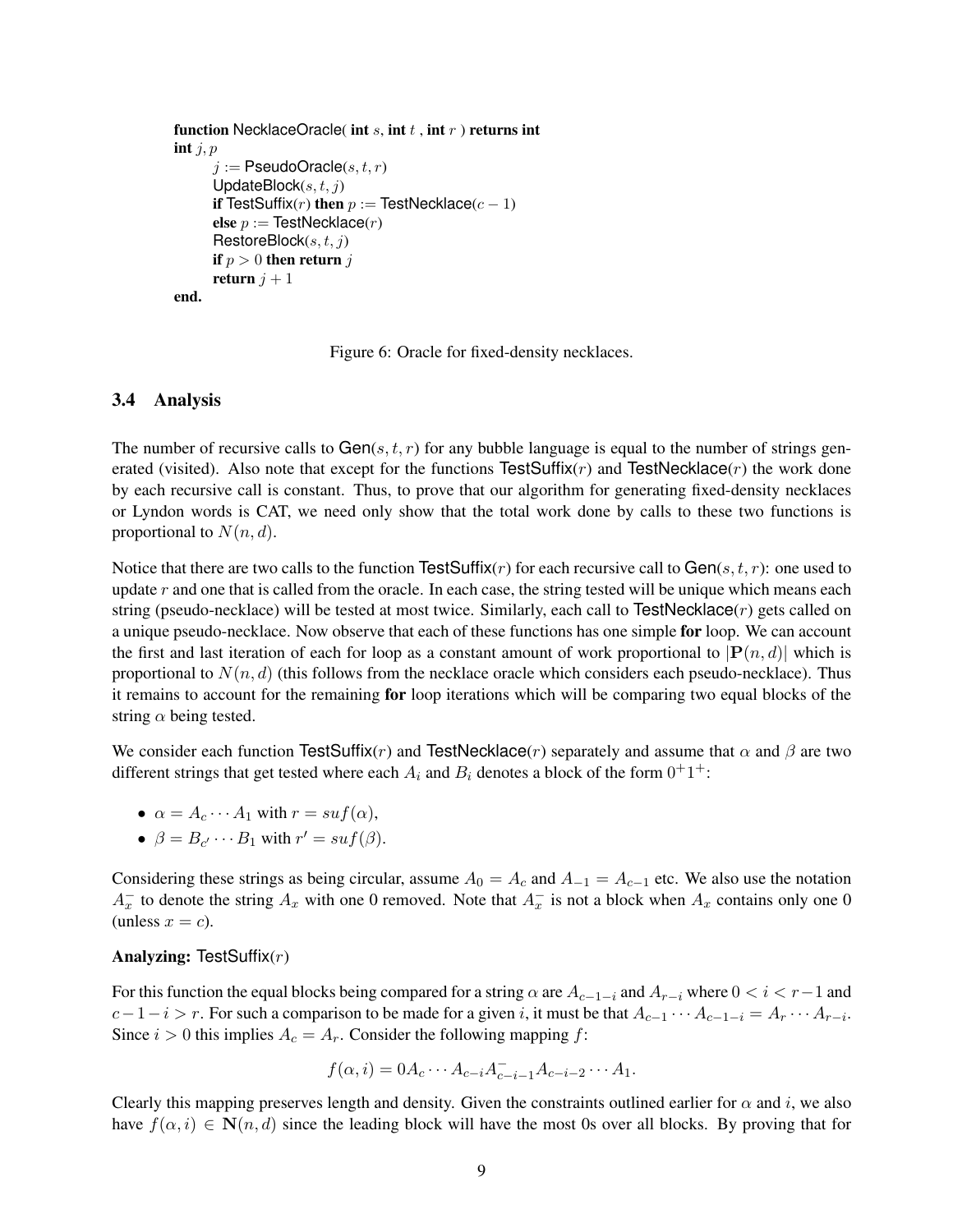```
function NecklaceOracle( int s, int t , int r ) returns int
int j, p
    j := PseudoOracle(s, t, r)
    UpdateBlock(s, t, j)
    if TestSuffix(r) then p := TestNecklace(c − 1)
    else p := TestNecklace(r)
    RestoreBlock(s, t, j)
    if p > 0 then return j
    return j + 1
end.
```

Figure 6: Oracle for fixed-density necklaces.

### 3.4 Analysis

The number of recursive calls to $\mathsf{Gen}(s, t, r)$ for any bubble language is equal to the number of strings generated (visited). Also note that except for the functions $\mathsf{TestSuffix}(r)$ and $\mathsf{TestNecklace}(r)$ the work done by each recursive call is constant. Thus, to prove that our algorithm for generating fixed-density necklaces or Lyndon words is CAT, we need only show that the total work done by calls to these two functions is proportional to $N(n, d)$.

Notice that there are two calls to the function $\mathsf{TestSuffix}(r)$ for each recursive call to $\mathsf{Gen}(s, t, r)$: one used to update $r$ and one that is called from the oracle. In each case, the string tested will be unique which means each string (pseudo-necklace) will be tested at most twice. Similarly, each call to $\mathsf{TestNecklace}(r)$ gets called on a unique pseudo-necklace. Now observe that each of these functions has one simple **for** loop. We can account the first and last iteration of each for loop as a constant amount of work proportional to $|\mathbf{P}(n, d)|$ which is proportional to $N(n, d)$ (this follows from the necklace oracle which considers each pseudo-necklace). Thus it remains to account for the remaining **for** loop iterations which will be comparing two equal blocks of the string $\alpha$ being tested.

We consider each function $\mathsf{TestSuffix}(r)$ and $\mathsf{TestNecklace}(r)$ separately and assume that $\alpha$ and $\beta$ are two different strings that get tested where each $A_i$ and $B_i$ denotes a block of the form $0^+1^+$:

- $\alpha = A_c \cdots A_1$ with $r = suf(\alpha)$,
- $\beta = B_{c'} \cdots B_1$ with $r' = suf(\beta)$.

Considering these strings as being circular, assume $A_0 = A_c$ and $A_{-1} = A_{c-1}$ etc. We also use the notation $A_x^-$ to denote the string $A_x$ with one 0 removed. Note that $A_x^-$ is not a block when $A_x$ contains only one 0 (unless $x = c$).

**Analyzing:** $\mathsf{TestSuffix}(r)$

For this function the equal blocks being compared for a string $\alpha$ are $A_{c-1-i}$ and $A_{r-i}$ where $0 < i < r-1$ and $c-1-i > r$. For such a comparison to be made for a given $i$, it must be that $A_{c-1} \cdots A_{c-1-i} = A_r \cdots A_{r-i}$. Since $i > 0$ this implies $A_c = A_r$. Consider the following mapping $f$:

$$f(\alpha, i) = 0A_c \cdots A_{c-i}A_{c-i-1}^- A_{c-i-2} \cdots A_1.$$

Clearly this mapping preserves length and density. Given the constraints outlined earlier for $\alpha$ and $i$, we also have $f(\alpha, i) \in \mathbf{N}(n, d)$ since the leading block will have the most 0s over all blocks. By proving that for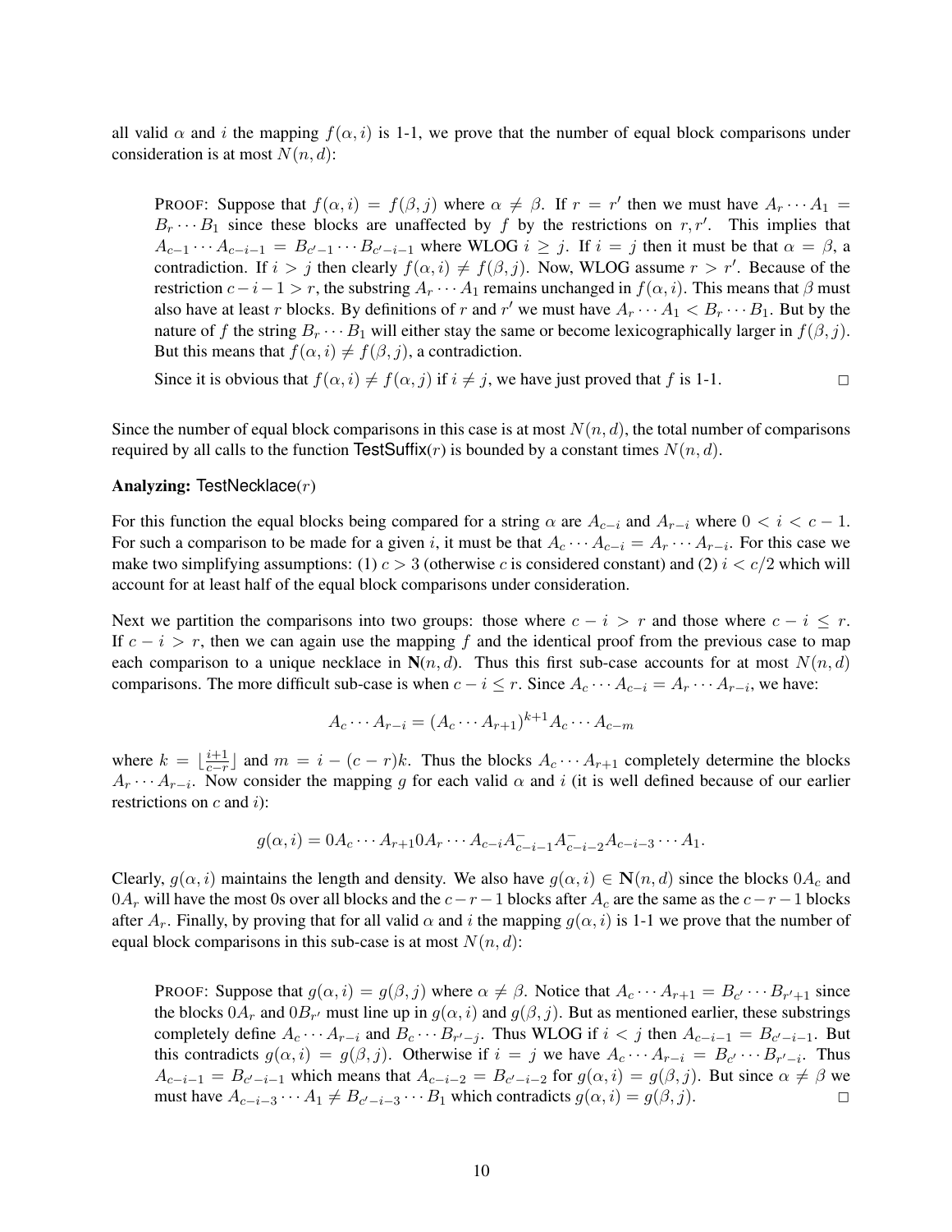all valid $\alpha$ and $i$ the mapping $f(\alpha, i)$ is 1-1, we prove that the number of equal block comparisons under consideration is at most $N(n,d)$:

> PROOF: Suppose that $f(\alpha, i) = f(\beta, j)$ where $\alpha \neq \beta$. If $r = r'$ then we must have $A_r \cdots A_1 = B_r \cdots B_1$ since these blocks are unaffected by $f$ by the restrictions on $r, r'$. This implies that $A_{c-1} \cdots A_{c-i-1} = B_{c'-1} \cdots B_{c'-i-1}$ where WLOG $i \geq j$. If $i = j$ then it must be that $\alpha = \beta$, a contradiction. If $i > j$ then clearly $f(\alpha, i) \neq f(\beta, j)$. Now, WLOG assume $r > r'$. Because of the restriction $c - i - 1 > r$, the substring $A_r \cdots A_1$ remains unchanged in $f(\alpha, i)$. This means that $\beta$ must also have at least $r$ blocks. By definitions of $r$ and $r'$ we must have $A_r \cdots A_1 < B_r \cdots B_1$. But by the nature of $f$ the string $B_r \cdots B_1$ will either stay the same or become lexicographically larger in $f(\beta, j)$. But this means that $f(\alpha, i) \neq f(\beta, j)$, a contradiction.
>
> Since it is obvious that $f(\alpha, i) \neq f(\alpha, j)$ if $i \neq j$, we have just proved that $f$ is 1-1. □

Since the number of equal block comparisons in this case is at most $N(n,d)$, the total number of comparisons required by all calls to the function TestSuffix($r$) is bounded by a constant times $N(n,d)$.

**Analyzing:** TestNecklace($r$)

For this function the equal blocks being compared for a string $\alpha$ are $A_{c-i}$ and $A_{r-i}$ where $0 < i < c-1$. For such a comparison to be made for a given $i$, it must be that $A_c \cdots A_{c-i} = A_r \cdots A_{r-i}$. For this case we make two simplifying assumptions: (1) $c > 3$ (otherwise $c$ is considered constant) and (2) $i < c/2$ which will account for at least half of the equal block comparisons under consideration.

Next we partition the comparisons into two groups: those where $c - i > r$ and those where $c - i \leq r$. If $c - i > r$, then we can again use the mapping $f$ and the identical proof from the previous case to map each comparison to a unique necklace in $\mathbf{N}(n,d)$. Thus this first sub-case accounts for at most $N(n,d)$ comparisons. The more difficult sub-case is when $c - i \leq r$. Since $A_c \cdots A_{c-i} = A_r \cdots A_{r-i}$, we have:

$$A_c \cdots A_{r-i} = (A_c \cdots A_{r+1})^{k+1} A_c \cdots A_{c-m}$$

where $k = \lfloor \frac{i+1}{c-r} \rfloor$ and $m = i - (c-r)k$. Thus the blocks $A_c \cdots A_{r+1}$ completely determine the blocks $A_r \cdots A_{r-i}$. Now consider the mapping $g$ for each valid $\alpha$ and $i$ (it is well defined because of our earlier restrictions on $c$ and $i$):

$$g(\alpha, i) = 0A_c \cdots A_{r+1} 0A_r \cdots A_{c-i} A^-_{c-i-1} A^-_{c-i-2} A_{c-i-3} \cdots A_1.$$

Clearly, $g(\alpha, i)$ maintains the length and density. We also have $g(\alpha, i) \in \mathbf{N}(n,d)$ since the blocks $0A_c$ and $0A_r$ will have the most 0s over all blocks and the $c-r-1$ blocks after $A_c$ are the same as the $c-r-1$ blocks after $A_r$. Finally, by proving that for all valid $\alpha$ and $i$ the mapping $g(\alpha, i)$ is 1-1 we prove that the number of equal block comparisons in this sub-case is at most $N(n,d)$:

> PROOF: Suppose that $g(\alpha, i) = g(\beta, j)$ where $\alpha \neq \beta$. Notice that $A_c \cdots A_{r+1} = B_{c'} \cdots B_{r'+1}$ since the blocks $0A_r$ and $0B_{r'}$ must line up in $g(\alpha, i)$ and $g(\beta, j)$. But as mentioned earlier, these substrings completely define $A_c \cdots A_{r-i}$ and $B_c \cdots B_{r'-j}$. Thus WLOG if $i < j$ then $A_{c-i-1} = B_{c'-i-1}$. But this contradicts $g(\alpha, i) = g(\beta, j)$. Otherwise if $i = j$ we have $A_c \cdots A_{r-i} = B_{c'} \cdots B_{r'-i}$. Thus $A_{c-i-1} = B_{c'-i-1}$ which means that $A_{c-i-2} = B_{c'-i-2}$ for $g(\alpha, i) = g(\beta, j)$. But since $\alpha \neq \beta$ we must have $A_{c-i-3} \cdots A_1 \neq B_{c'-i-3} \cdots B_1$ which contradicts $g(\alpha, i) = g(\beta, j)$. □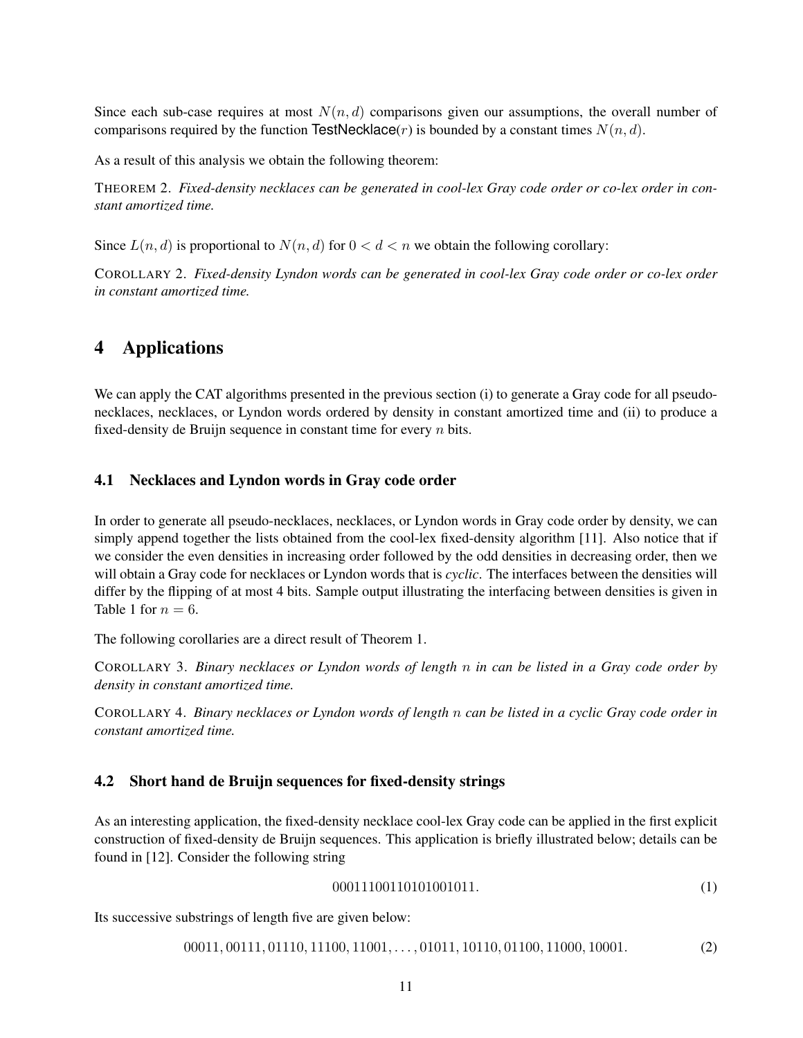Since each sub-case requires at most $N(n, d)$ comparisons given our assumptions, the overall number of comparisons required by the function TestNecklace$(r)$ is bounded by a constant times $N(n, d)$.

As a result of this analysis we obtain the following theorem:

THEOREM 2. *Fixed-density necklaces can be generated in cool-lex Gray code order or co-lex order in constant amortized time.*

Since $L(n, d)$ is proportional to $N(n, d)$ for $0 < d < n$ we obtain the following corollary:

COROLLARY 2. *Fixed-density Lyndon words can be generated in cool-lex Gray code order or co-lex order in constant amortized time.*

# 4 Applications

We can apply the CAT algorithms presented in the previous section (i) to generate a Gray code for all pseudo-necklaces, necklaces, or Lyndon words ordered by density in constant amortized time and (ii) to produce a fixed-density de Bruijn sequence in constant time for every $n$ bits.

## 4.1 Necklaces and Lyndon words in Gray code order

In order to generate all pseudo-necklaces, necklaces, or Lyndon words in Gray code order by density, we can simply append together the lists obtained from the cool-lex fixed-density algorithm [11]. Also notice that if we consider the even densities in increasing order followed by the odd densities in decreasing order, then we will obtain a Gray code for necklaces or Lyndon words that is *cyclic*. The interfaces between the densities will differ by the flipping of at most 4 bits. Sample output illustrating the interfacing between densities is given in Table 1 for $n = 6$.

The following corollaries are a direct result of Theorem 1.

COROLLARY 3. *Binary necklaces or Lyndon words of length $n$ in can be listed in a Gray code order by density in constant amortized time.*

COROLLARY 4. *Binary necklaces or Lyndon words of length $n$ can be listed in a cyclic Gray code order in constant amortized time.*

## 4.2 Short hand de Bruijn sequences for fixed-density strings

As an interesting application, the fixed-density necklace cool-lex Gray code can be applied in the first explicit construction of fixed-density de Bruijn sequences. This application is briefly illustrated below; details can be found in [12]. Consider the following string

$$00011100110101001011. \tag{1}$$

Its successive substrings of length five are given below:

$$00011, 00111, 01110, 11100, 11001, \ldots, 01011, 10110, 01100, 11000, 10001. \tag{2}$$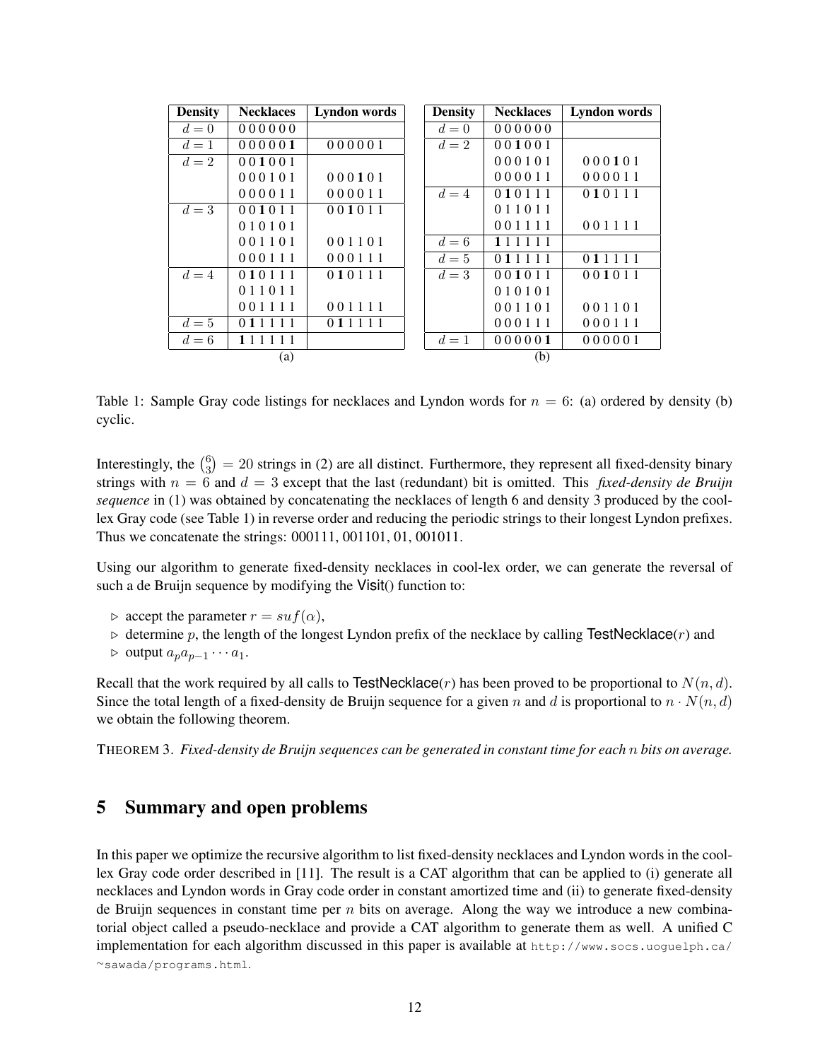| Density | Necklaces | Lyndon words |
|---|---|---|
| $d=0$ | 0 0 0 0 0 0 | |
| $d=1$ | 0 0 0 0 0 **1** | 0 0 0 0 0 1 |
| $d=2$ | 0 0 **1** 0 0 1 | |
| | 0 0 0 1 0 1 | 0 0 0 **1** 0 1 |
| | 0 0 0 0 1 1 | 0 0 0 0 1 1 |
| $d=3$ | 0 0 **1** 0 1 1 | 0 0 **1** 0 1 1 |
| | 0 1 0 1 0 1 | |
| | 0 0 1 1 0 1 | 0 0 1 1 0 1 |
| | 0 0 0 1 1 1 | 0 0 0 1 1 1 |
| $d=4$ | 0 **1** 0 1 1 1 | 0 **1** 0 1 1 1 |
| | 0 1 1 0 1 1 | |
| | 0 0 1 1 1 1 | 0 0 1 1 1 1 |
| $d=5$ | 0 **1** 1 1 1 1 | 0 **1** 1 1 1 1 |
| $d=6$ | **1** 1 1 1 1 1 | |

(a)

| Density | Necklaces | Lyndon words |
|---|---|---|
| $d=0$ | 0 0 0 0 0 0 | |
| $d=2$ | 0 0 **1** 0 0 1 | |
| | 0 0 0 1 0 1 | 0 0 0 **1** 0 1 |
| | 0 0 0 0 1 1 | 0 0 0 0 1 1 |
| $d=4$ | 0 **1** 0 1 1 1 | 0 **1** 0 1 1 1 |
| | 0 1 1 0 1 1 | |
| | 0 0 1 1 1 1 | 0 0 1 1 1 1 |
| $d=6$ | **1** 1 1 1 1 1 | |
| $d=5$ | 0 **1** 1 1 1 1 | 0 **1** 1 1 1 1 |
| $d=3$ | 0 0 **1** 0 1 1 | 0 0 **1** 0 1 1 |
| | 0 1 0 1 0 1 | |
| | 0 0 1 1 0 1 | 0 0 1 1 0 1 |
| | 0 0 0 1 1 1 | 0 0 0 1 1 1 |
| $d=1$ | 0 0 0 0 0 **1** | 0 0 0 0 0 1 |

(b)

Table 1: Sample Gray code listings for necklaces and Lyndon words for $n = 6$: (a) ordered by density (b) cyclic.

Interestingly, the $\binom{6}{3} = 20$ strings in (2) are all distinct. Furthermore, they represent all fixed-density binary strings with $n = 6$ and $d = 3$ except that the last (redundant) bit is omitted. This *fixed-density de Bruijn sequence* in (1) was obtained by concatenating the necklaces of length 6 and density 3 produced by the cool-lex Gray code (see Table 1) in reverse order and reducing the periodic strings to their longest Lyndon prefixes. Thus we concatenate the strings: 000111, 001101, 01, 001011.

Using our algorithm to generate fixed-density necklaces in cool-lex order, we can generate the reversal of such a de Bruijn sequence by modifying the Visit() function to:

- ▷ accept the parameter $r = suf(\alpha)$,
- ▷ determine $p$, the length of the longest Lyndon prefix of the necklace by calling TestNecklace($r$) and
- ▷ output $a_p a_{p-1} \cdots a_1$.

Recall that the work required by all calls to TestNecklace($r$) has been proved to be proportional to $N(n, d)$. Since the total length of a fixed-density de Bruijn sequence for a given $n$ and $d$ is proportional to $n \cdot N(n, d)$ we obtain the following theorem.

THEOREM 3. *Fixed-density de Bruijn sequences can be generated in constant time for each n bits on average.*

## 5 Summary and open problems

In this paper we optimize the recursive algorithm to list fixed-density necklaces and Lyndon words in the cool-lex Gray code order described in [11]. The result is a CAT algorithm that can be applied to (i) generate all necklaces and Lyndon words in Gray code order in constant amortized time and (ii) to generate fixed-density de Bruijn sequences in constant time per $n$ bits on average. Along the way we introduce a new combinatorial object called a pseudo-necklace and provide a CAT algorithm to generate them as well. A unified C implementation for each algorithm discussed in this paper is available at http://www.socs.uoguelph.ca/~sawada/programs.html.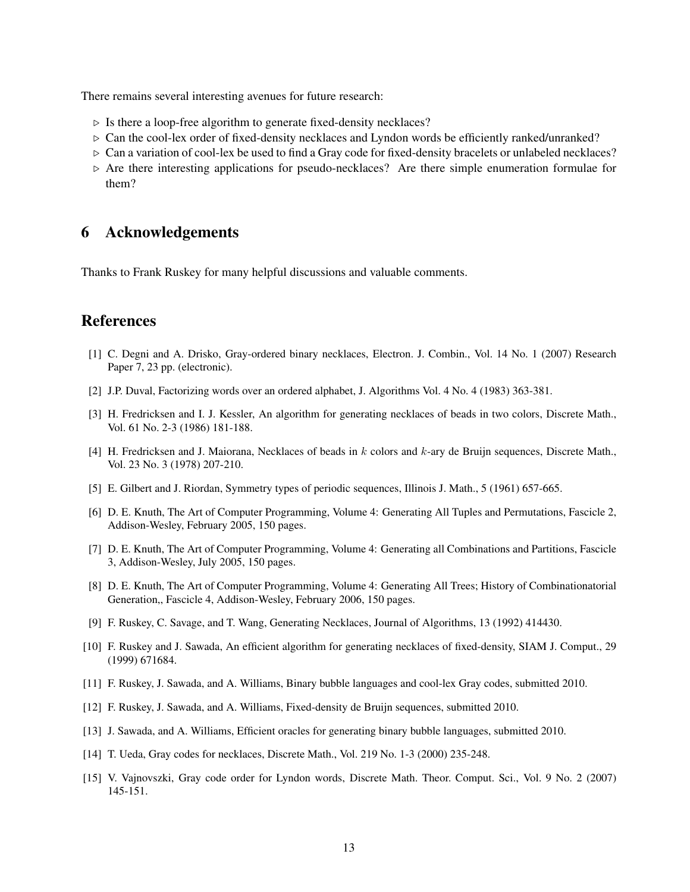There remains several interesting avenues for future research:

- ▷ Is there a loop-free algorithm to generate fixed-density necklaces?
- ▷ Can the cool-lex order of fixed-density necklaces and Lyndon words be efficiently ranked/unranked?
- ▷ Can a variation of cool-lex be used to find a Gray code for fixed-density bracelets or unlabeled necklaces?
- ▷ Are there interesting applications for pseudo-necklaces? Are there simple enumeration formulae for them?

# 6 Acknowledgements

Thanks to Frank Ruskey for many helpful discussions and valuable comments.

# References

[1] C. Degni and A. Drisko, Gray-ordered binary necklaces, Electron. J. Combin., Vol. 14 No. 1 (2007) Research Paper 7, 23 pp. (electronic).

[2] J.P. Duval, Factorizing words over an ordered alphabet, J. Algorithms Vol. 4 No. 4 (1983) 363-381.

[3] H. Fredricksen and I. J. Kessler, An algorithm for generating necklaces of beads in two colors, Discrete Math., Vol. 61 No. 2-3 (1986) 181-188.

[4] H. Fredricksen and J. Maiorana, Necklaces of beads in $k$ colors and $k$-ary de Bruijn sequences, Discrete Math., Vol. 23 No. 3 (1978) 207-210.

[5] E. Gilbert and J. Riordan, Symmetry types of periodic sequences, Illinois J. Math., 5 (1961) 657-665.

[6] D. E. Knuth, The Art of Computer Programming, Volume 4: Generating All Tuples and Permutations, Fascicle 2, Addison-Wesley, February 2005, 150 pages.

[7] D. E. Knuth, The Art of Computer Programming, Volume 4: Generating all Combinations and Partitions, Fascicle 3, Addison-Wesley, July 2005, 150 pages.

[8] D. E. Knuth, The Art of Computer Programming, Volume 4: Generating All Trees; History of Combinationatorial Generation,, Fascicle 4, Addison-Wesley, February 2006, 150 pages.

[9] F. Ruskey, C. Savage, and T. Wang, Generating Necklaces, Journal of Algorithms, 13 (1992) 414430.

[10] F. Ruskey and J. Sawada, An efficient algorithm for generating necklaces of fixed-density, SIAM J. Comput., 29 (1999) 671684.

[11] F. Ruskey, J. Sawada, and A. Williams, Binary bubble languages and cool-lex Gray codes, submitted 2010.

[12] F. Ruskey, J. Sawada, and A. Williams, Fixed-density de Bruijn sequences, submitted 2010.

[13] J. Sawada, and A. Williams, Efficient oracles for generating binary bubble languages, submitted 2010.

[14] T. Ueda, Gray codes for necklaces, Discrete Math., Vol. 219 No. 1-3 (2000) 235-248.

[15] V. Vajnovszki, Gray code order for Lyndon words, Discrete Math. Theor. Comput. Sci., Vol. 9 No. 2 (2007) 145-151.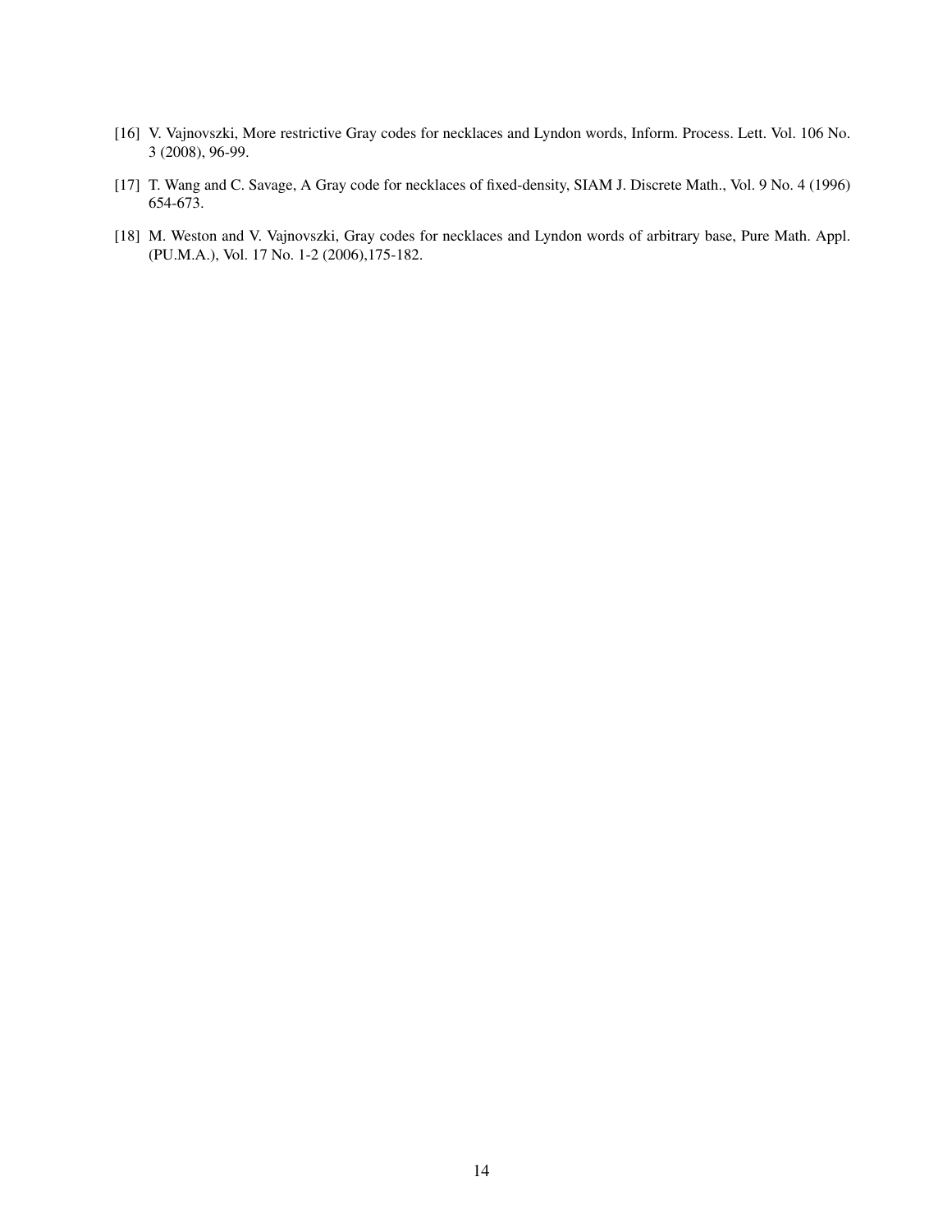[16] V. Vajnovszki, More restrictive Gray codes for necklaces and Lyndon words, Inform. Process. Lett. Vol. 106 No. 3 (2008), 96-99.

[17] T. Wang and C. Savage, A Gray code for necklaces of fixed-density, SIAM J. Discrete Math., Vol. 9 No. 4 (1996) 654-673.

[18] M. Weston and V. Vajnovszki, Gray codes for necklaces and Lyndon words of arbitrary base, Pure Math. Appl. (PU.M.A.), Vol. 17 No. 1-2 (2006),175-182.